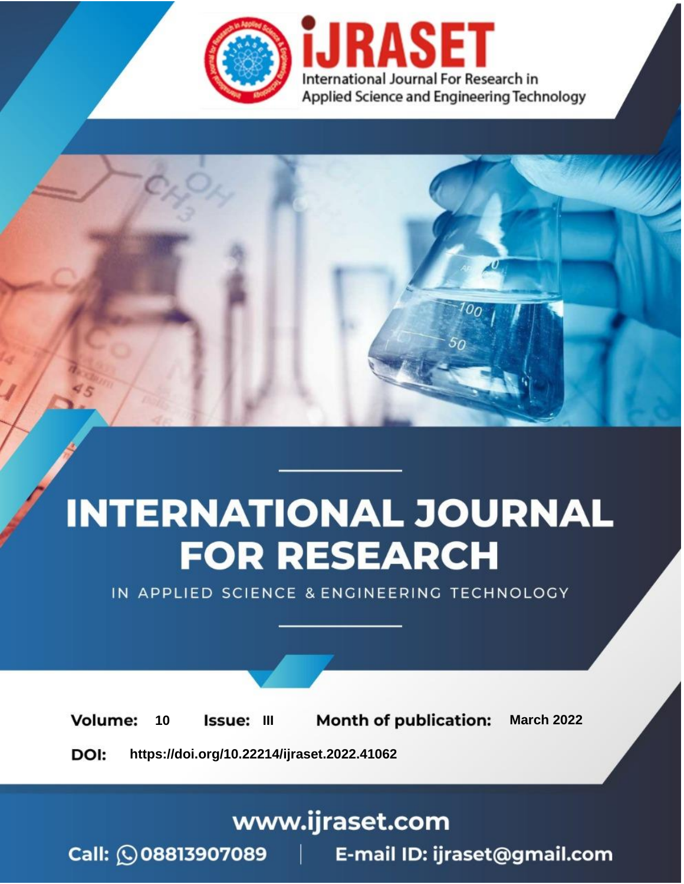# INTERNATIONAL JOURNAL FOR RESEARCH

IN APPLIED SCIENCE & ENGINEERING TECHNOLOGY

**Volume:** 10 **Issue:** III **Month of publication:** March 2022

**DOI:** https://doi.org/10.22214/ijraset.2022.41062

www.ijraset.com

Call: 08813907089 | E-mail ID: ijraset@gmail.com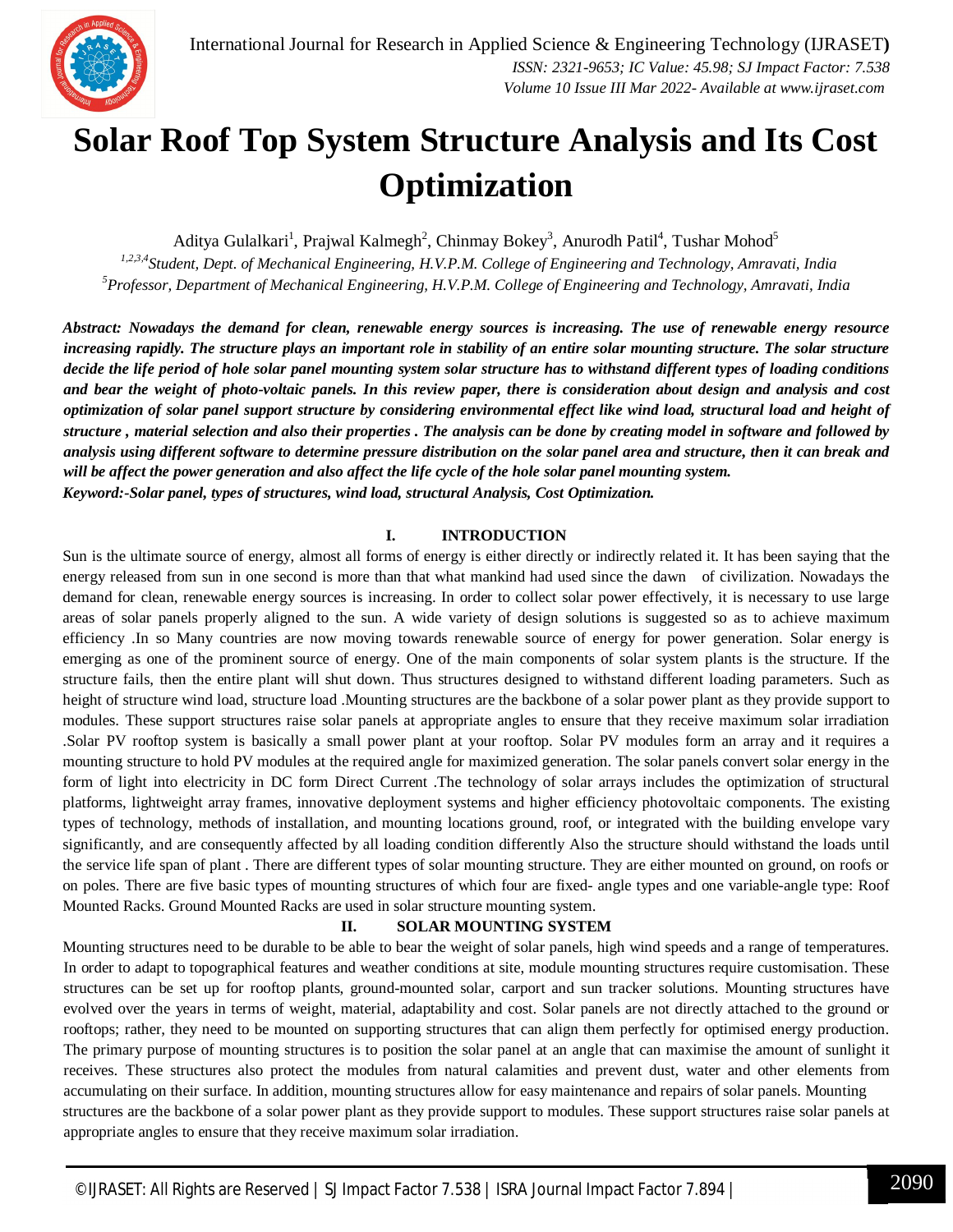# Solar Roof Top System Structure Analysis and Its Cost Optimization

Aditya Gulalkari[1], Prajwal Kalmegh[2], Chinmay Bokey[3], Anurodh Patil[4], Tushar Mohod[5]

[1,2,3,4]*Student, Dept. of Mechanical Engineering, H.V.P.M. College of Engineering and Technology, Amravati, India*
[5]*Professor, Department of Mechanical Engineering, H.V.P.M. College of Engineering and Technology, Amravati, India*

***Abstract:** Nowadays the demand for clean, renewable energy sources is increasing. The use of renewable energy resource increasing rapidly. The structure plays an important role in stability of an entire solar mounting structure. The solar structure decide the life period of hole solar panel mounting system solar structure has to withstand different types of loading conditions and bear the weight of photo-voltaic panels. In this review paper, there is consideration about design and analysis and cost optimization of solar panel support structure by considering environmental effect like wind load, structural load and height of structure , material selection and also their properties . The analysis can be done by creating model in software and followed by analysis using different software to determine pressure distribution on the solar panel area and structure, then it can break and will be affect the power generation and also affect the life cycle of the hole solar panel mounting system.*

***Keyword:-Solar panel, types of structures, wind load, structural Analysis, Cost Optimization.***

## I. INTRODUCTION

Sun is the ultimate source of energy, almost all forms of energy is either directly or indirectly related it. It has been saying that the energy released from sun in one second is more than that what mankind had used since the dawn of civilization. Nowadays the demand for clean, renewable energy sources is increasing. In order to collect solar power effectively, it is necessary to use large areas of solar panels properly aligned to the sun. A wide variety of design solutions is suggested so as to achieve maximum efficiency .In so Many countries are now moving towards renewable source of energy for power generation. Solar energy is emerging as one of the prominent source of energy. One of the main components of solar system plants is the structure. If the structure fails, then the entire plant will shut down. Thus structures designed to withstand different loading parameters. Such as height of structure wind load, structure load .Mounting structures are the backbone of a solar power plant as they provide support to modules. These support structures raise solar panels at appropriate angles to ensure that they receive maximum solar irradiation .Solar PV rooftop system is basically a small power plant at your rooftop. Solar PV modules form an array and it requires a mounting structure to hold PV modules at the required angle for maximized generation. The solar panels convert solar energy in the form of light into electricity in DC form Direct Current .The technology of solar arrays includes the optimization of structural platforms, lightweight array frames, innovative deployment systems and higher efficiency photovoltaic components. The existing types of technology, methods of installation, and mounting locations ground, roof, or integrated with the building envelope vary significantly, and are consequently affected by all loading condition differently Also the structure should withstand the loads until the service life span of plant . There are different types of solar mounting structure. They are either mounted on ground, on roofs or on poles. There are five basic types of mounting structures of which four are fixed- angle types and one variable-angle type: Roof Mounted Racks. Ground Mounted Racks are used in solar structure mounting system.

## II. SOLAR MOUNTING SYSTEM

Mounting structures need to be durable to be able to bear the weight of solar panels, high wind speeds and a range of temperatures. In order to adapt to topographical features and weather conditions at site, module mounting structures require customisation. These structures can be set up for rooftop plants, ground-mounted solar, carport and sun tracker solutions. Mounting structures have evolved over the years in terms of weight, material, adaptability and cost. Solar panels are not directly attached to the ground or rooftops; rather, they need to be mounted on supporting structures that can align them perfectly for optimised energy production. The primary purpose of mounting structures is to position the solar panel at an angle that can maximise the amount of sunlight it receives. These structures also protect the modules from natural calamities and prevent dust, water and other elements from accumulating on their surface. In addition, mounting structures allow for easy maintenance and repairs of solar panels. Mounting structures are the backbone of a solar power plant as they provide support to modules. These support structures raise solar panels at appropriate angles to ensure that they receive maximum solar irradiation.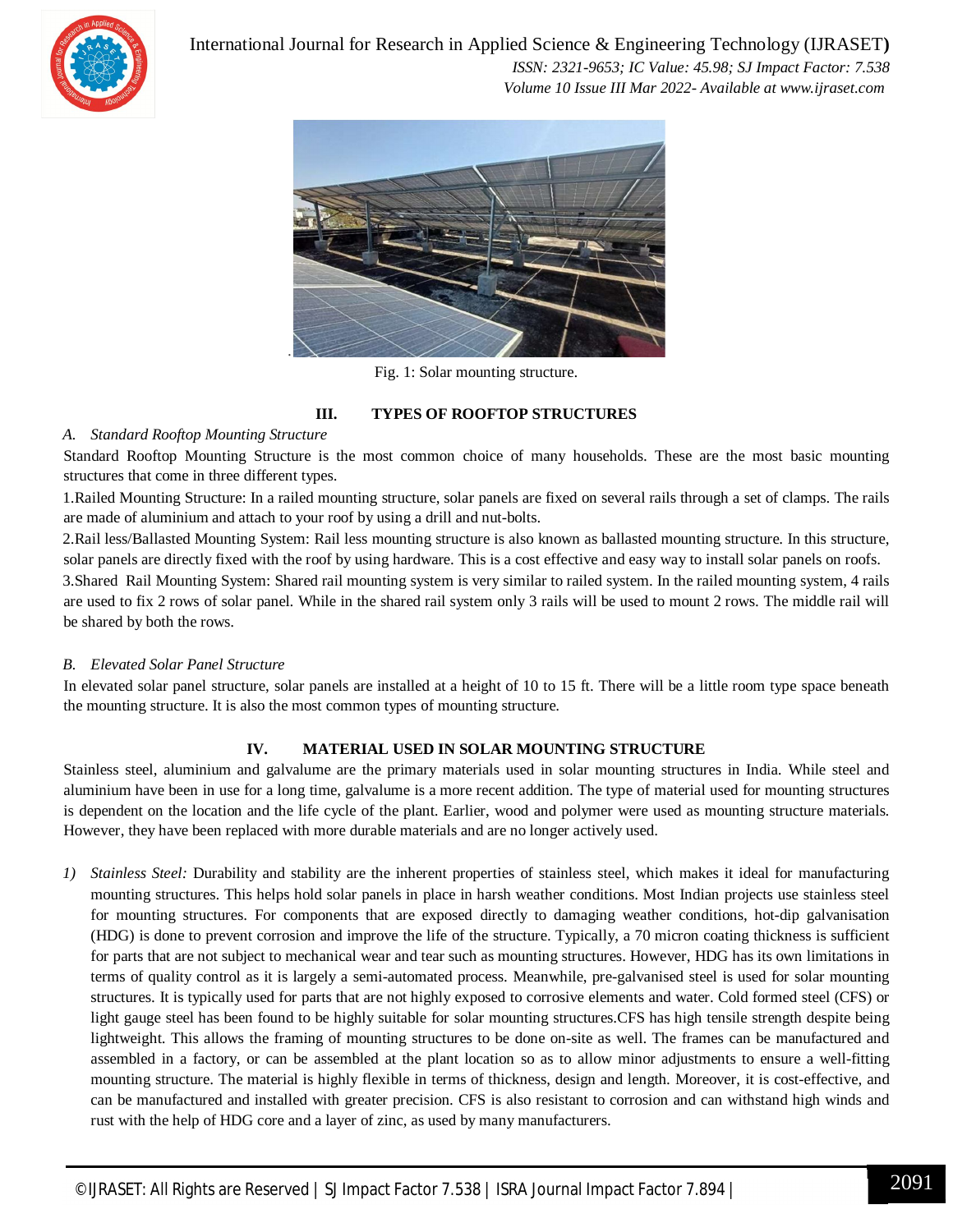Fig. 1: Solar mounting structure.

## III. TYPES OF ROOFTOP STRUCTURES

### *A. Standard Rooftop Mounting Structure*

Standard Rooftop Mounting Structure is the most common choice of many households. These are the most basic mounting structures that come in three different types.

1.Railed Mounting Structure: In a railed mounting structure, solar panels are fixed on several rails through a set of clamps. The rails are made of aluminium and attach to your roof by using a drill and nut-bolts.

2.Rail less/Ballasted Mounting System: Rail less mounting structure is also known as ballasted mounting structure. In this structure, solar panels are directly fixed with the roof by using hardware. This is a cost effective and easy way to install solar panels on roofs.

3.Shared Rail Mounting System: Shared rail mounting system is very similar to railed system. In the railed mounting system, 4 rails are used to fix 2 rows of solar panel. While in the shared rail system only 3 rails will be used to mount 2 rows. The middle rail will be shared by both the rows.

### *B. Elevated Solar Panel Structure*

In elevated solar panel structure, solar panels are installed at a height of 10 to 15 ft. There will be a little room type space beneath the mounting structure. It is also the most common types of mounting structure.

## IV. MATERIAL USED IN SOLAR MOUNTING STRUCTURE

Stainless steel, aluminium and galvalume are the primary materials used in solar mounting structures in India. While steel and aluminium have been in use for a long time, galvalume is a more recent addition. The type of material used for mounting structures is dependent on the location and the life cycle of the plant. Earlier, wood and polymer were used as mounting structure materials. However, they have been replaced with more durable materials and are no longer actively used.

1) *Stainless Steel:* Durability and stability are the inherent properties of stainless steel, which makes it ideal for manufacturing mounting structures. This helps hold solar panels in place in harsh weather conditions. Most Indian projects use stainless steel for mounting structures. For components that are exposed directly to damaging weather conditions, hot-dip galvanisation (HDG) is done to prevent corrosion and improve the life of the structure. Typically, a 70 micron coating thickness is sufficient for parts that are not subject to mechanical wear and tear such as mounting structures. However, HDG has its own limitations in terms of quality control as it is largely a semi-automated process. Meanwhile, pre-galvanised steel is used for solar mounting structures. It is typically used for parts that are not highly exposed to corrosive elements and water. Cold formed steel (CFS) or light gauge steel has been found to be highly suitable for solar mounting structures.CFS has high tensile strength despite being lightweight. This allows the framing of mounting structures to be done on-site as well. The frames can be manufactured and assembled in a factory, or can be assembled at the plant location so as to allow minor adjustments to ensure a well-fitting mounting structure. The material is highly flexible in terms of thickness, design and length. Moreover, it is cost-effective, and can be manufactured and installed with greater precision. CFS is also resistant to corrosion and can withstand high winds and rust with the help of HDG core and a layer of zinc, as used by many manufacturers.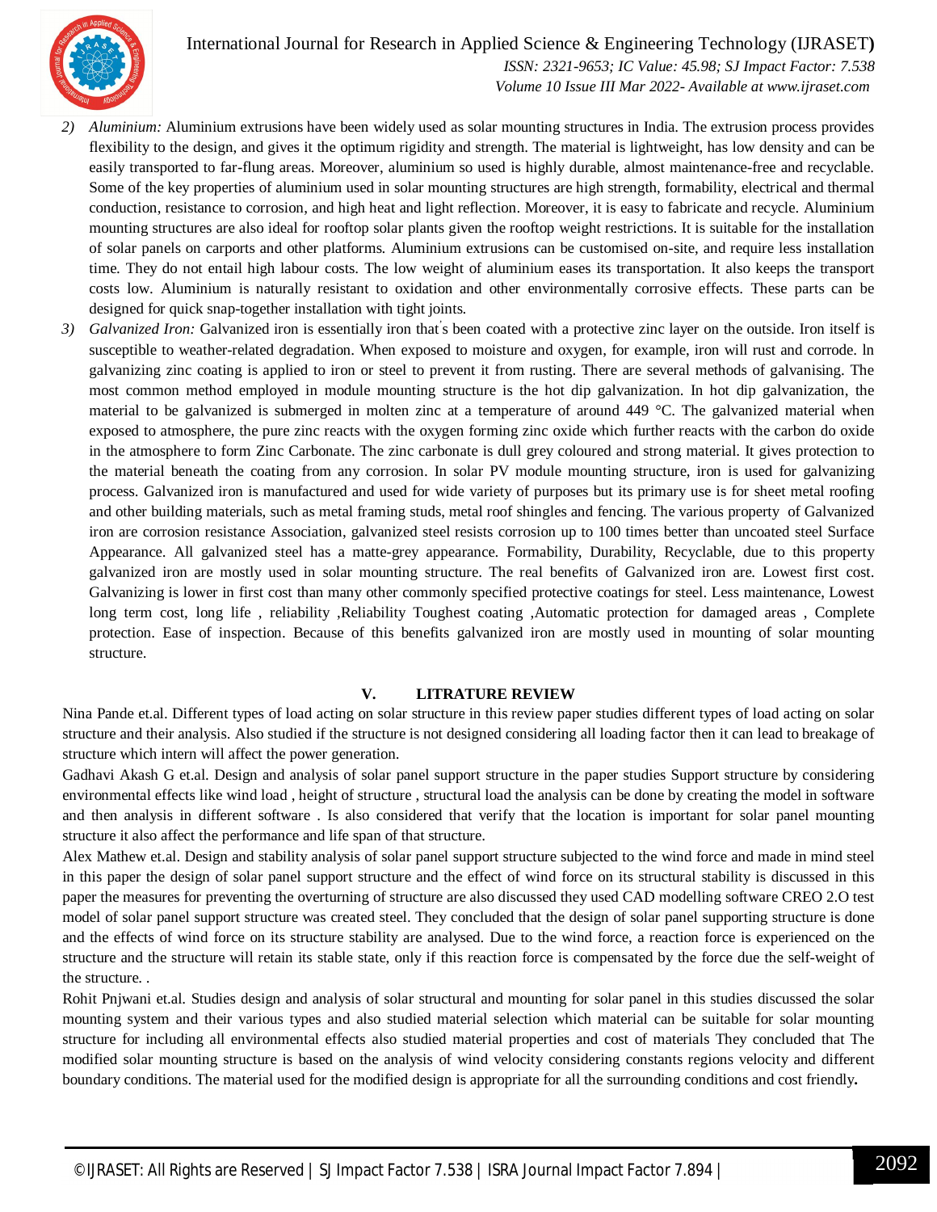2) *Aluminium:* Aluminium extrusions have been widely used as solar mounting structures in India. The extrusion process provides flexibility to the design, and gives it the optimum rigidity and strength. The material is lightweight, has low density and can be easily transported to far-flung areas. Moreover, aluminium so used is highly durable, almost maintenance-free and recyclable. Some of the key properties of aluminium used in solar mounting structures are high strength, formability, electrical and thermal conduction, resistance to corrosion, and high heat and light reflection. Moreover, it is easy to fabricate and recycle. Aluminium mounting structures are also ideal for rooftop solar plants given the rooftop weight restrictions. It is suitable for the installation of solar panels on carports and other platforms. Aluminium extrusions can be customised on-site, and require less installation time. They do not entail high labour costs. The low weight of aluminium eases its transportation. It also keeps the transport costs low. Aluminium is naturally resistant to oxidation and other environmentally corrosive effects. These parts can be designed for quick snap-together installation with tight joints.
3) *Galvanized Iron:* Galvanized iron is essentially iron that's been coated with a protective zinc layer on the outside. Iron itself is susceptible to weather-related degradation. When exposed to moisture and oxygen, for example, iron will rust and corrode. In galvanizing zinc coating is applied to iron or steel to prevent it from rusting. There are several methods of galvanising. The most common method employed in module mounting structure is the hot dip galvanization. In hot dip galvanization, the material to be galvanized is submerged in molten zinc at a temperature of around 449 °C. The galvanized material when exposed to atmosphere, the pure zinc reacts with the oxygen forming zinc oxide which further reacts with the carbon do oxide in the atmosphere to form Zinc Carbonate. The zinc carbonate is dull grey coloured and strong material. It gives protection to the material beneath the coating from any corrosion. In solar PV module mounting structure, iron is used for galvanizing process. Galvanized iron is manufactured and used for wide variety of purposes but its primary use is for sheet metal roofing and other building materials, such as metal framing studs, metal roof shingles and fencing. The various property of Galvanized iron are corrosion resistance Association, galvanized steel resists corrosion up to 100 times better than uncoated steel Surface Appearance. All galvanized steel has a matte-grey appearance. Formability, Durability, Recyclable, due to this property galvanized iron are mostly used in solar mounting structure. The real benefits of Galvanized iron are. Lowest first cost. Galvanizing is lower in first cost than many other commonly specified protective coatings for steel. Less maintenance, Lowest long term cost, long life , reliability ,Reliability Toughest coating ,Automatic protection for damaged areas , Complete protection. Ease of inspection. Because of this benefits galvanized iron are mostly used in mounting of solar mounting structure.

## V. LITRATURE REVIEW

Nina Pande et.al. Different types of load acting on solar structure in this review paper studies different types of load acting on solar structure and their analysis. Also studied if the structure is not designed considering all loading factor then it can lead to breakage of structure which intern will affect the power generation.

Gadhavi Akash G et.al. Design and analysis of solar panel support structure in the paper studies Support structure by considering environmental effects like wind load , height of structure , structural load the analysis can be done by creating the model in software and then analysis in different software . Is also considered that verify that the location is important for solar panel mounting structure it also affect the performance and life span of that structure.

Alex Mathew et.al. Design and stability analysis of solar panel support structure subjected to the wind force and made in mind steel in this paper the design of solar panel support structure and the effect of wind force on its structural stability is discussed in this paper the measures for preventing the overturning of structure are also discussed they used CAD modelling software CREO 2.O test model of solar panel support structure was created steel. They concluded that the design of solar panel supporting structure is done and the effects of wind force on its structure stability are analysed. Due to the wind force, a reaction force is experienced on the structure and the structure will retain its stable state, only if this reaction force is compensated by the force due the self-weight of the structure. .

Rohit Pnjwani et.al. Studies design and analysis of solar structural and mounting for solar panel in this studies discussed the solar mounting system and their various types and also studied material selection which material can be suitable for solar mounting structure for including all environmental effects also studied material properties and cost of materials They concluded that The modified solar mounting structure is based on the analysis of wind velocity considering constants regions velocity and different boundary conditions. The material used for the modified design is appropriate for all the surrounding conditions and cost friendly**.**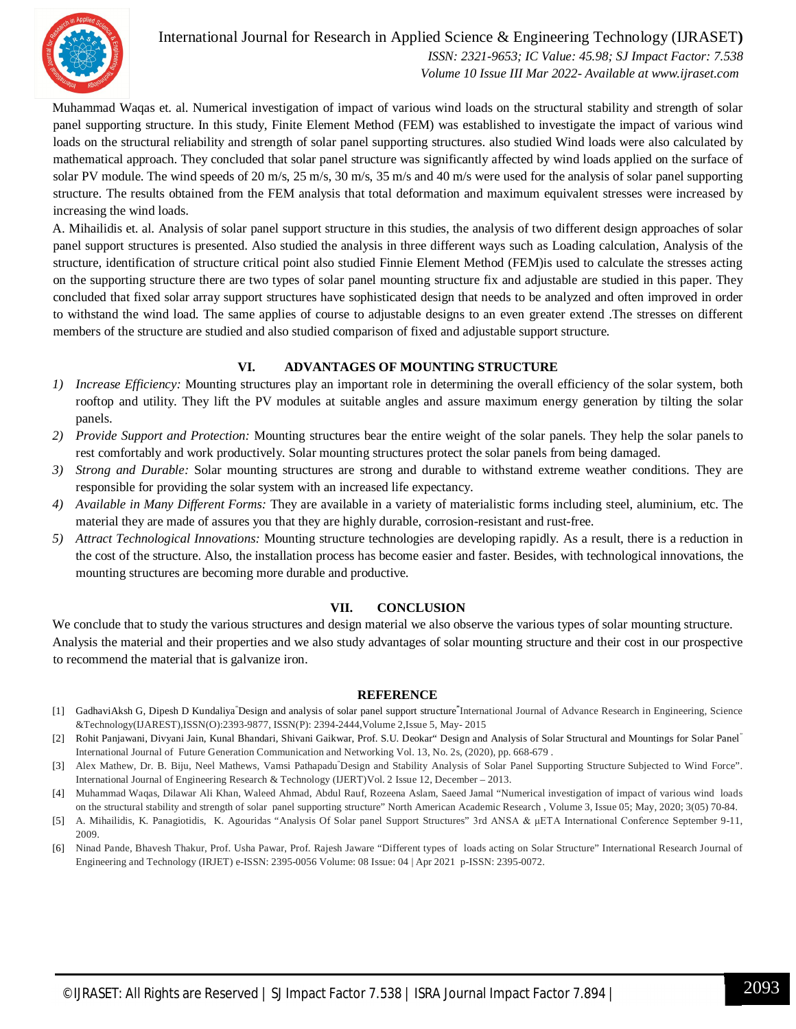Muhammad Waqas et. al. Numerical investigation of impact of various wind loads on the structural stability and strength of solar panel supporting structure. In this study, Finite Element Method (FEM) was established to investigate the impact of various wind loads on the structural reliability and strength of solar panel supporting structures. also studied Wind loads were also calculated by mathematical approach. They concluded that solar panel structure was significantly affected by wind loads applied on the surface of solar PV module. The wind speeds of 20 m/s, 25 m/s, 30 m/s, 35 m/s and 40 m/s were used for the analysis of solar panel supporting structure. The results obtained from the FEM analysis that total deformation and maximum equivalent stresses were increased by increasing the wind loads.

A. Mihailidis et. al. Analysis of solar panel support structure in this studies, the analysis of two different design approaches of solar panel support structures is presented. Also studied the analysis in three different ways such as Loading calculation, Analysis of the structure, identification of structure critical point also studied Finnie Element Method (FEM)is used to calculate the stresses acting on the supporting structure there are two types of solar panel mounting structure fix and adjustable are studied in this paper. They concluded that fixed solar array support structures have sophisticated design that needs to be analyzed and often improved in order to withstand the wind load. The same applies of course to adjustable designs to an even greater extend .The stresses on different members of the structure are studied and also studied comparison of fixed and adjustable support structure.

## VI. ADVANTAGES OF MOUNTING STRUCTURE

1) *Increase Efficiency:* Mounting structures play an important role in determining the overall efficiency of the solar system, both rooftop and utility. They lift the PV modules at suitable angles and assure maximum energy generation by tilting the solar panels.
2) *Provide Support and Protection:* Mounting structures bear the entire weight of the solar panels. They help the solar panels to rest comfortably and work productively. Solar mounting structures protect the solar panels from being damaged.
3) *Strong and Durable:* Solar mounting structures are strong and durable to withstand extreme weather conditions. They are responsible for providing the solar system with an increased life expectancy.
4) *Available in Many Different Forms:* They are available in a variety of materialistic forms including steel, aluminium, etc. The material they are made of assures you that they are highly durable, corrosion-resistant and rust-free.
5) *Attract Technological Innovations:* Mounting structure technologies are developing rapidly. As a result, there is a reduction in the cost of the structure. Also, the installation process has become easier and faster. Besides, with technological innovations, the mounting structures are becoming more durable and productive.

## VII. CONCLUSION

We conclude that to study the various structures and design material we also observe the various types of solar mounting structure. Analysis the material and their properties and we also study advantages of solar mounting structure and their cost in our prospective to recommend the material that is galvanize iron.

## REFERENCE

[1] GadhaviAksh G, Dipesh D Kundaliya"Design and analysis of solar panel support structure"International Journal of Advance Research in Engineering, Science &Technology(IJAREST),ISSN(O):2393-9877, ISSN(P): 2394-2444,Volume 2,Issue 5, May- 2015

[2] Rohit Panjawani, Divyani Jain, Kunal Bhandari, Shivani Gaikwar, Prof. S.U. Deokar" Design and Analysis of Solar Structural and Mountings for Solar Panel" International Journal of Future Generation Communication and Networking Vol. 13, No. 2s, (2020), pp. 668-679 .

[3] Alex Mathew, Dr. B. Biju, Neel Mathews, Vamsi Pathapadu"Design and Stability Analysis of Solar Panel Supporting Structure Subjected to Wind Force". International Journal of Engineering Research & Technology (IJERT)Vol. 2 Issue 12, December – 2013.

[4] Muhammad Waqas, Dilawar Ali Khan, Waleed Ahmad, Abdul Rauf, Rozeena Aslam, Saeed Jamal "Numerical investigation of impact of various wind loads on the structural stability and strength of solar panel supporting structure" North American Academic Research , Volume 3, Issue 05; May, 2020; 3(05) 70-84.

[5] A. Mihailidis, K. Panagiotidis, K. Agouridas "Analysis Of Solar panel Support Structures" 3rd ANSA & μETA International Conference September 9-11, 2009.

[6] Ninad Pande, Bhavesh Thakur, Prof. Usha Pawar, Prof. Rajesh Jaware "Different types of loads acting on Solar Structure" International Research Journal of Engineering and Technology (IRJET) e-ISSN: 2395-0056 Volume: 08 Issue: 04 | Apr 2021 p-ISSN: 2395-0072.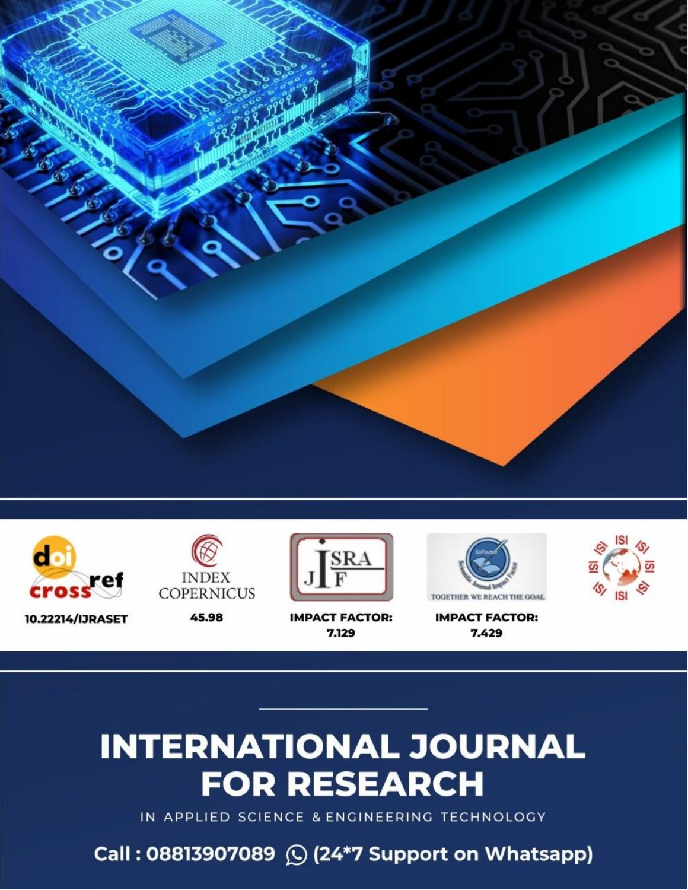10.22214/IJRASET

INDEX COPERNICUS

45.98

IMPACT FACTOR: 7.129

IMPACT FACTOR: 7.429

TOGETHER WE REACH THE GOAL

# INTERNATIONAL JOURNAL FOR RESEARCH

IN APPLIED SCIENCE & ENGINEERING TECHNOLOGY

Call : 08813907089 (24*7 Support on Whatsapp)